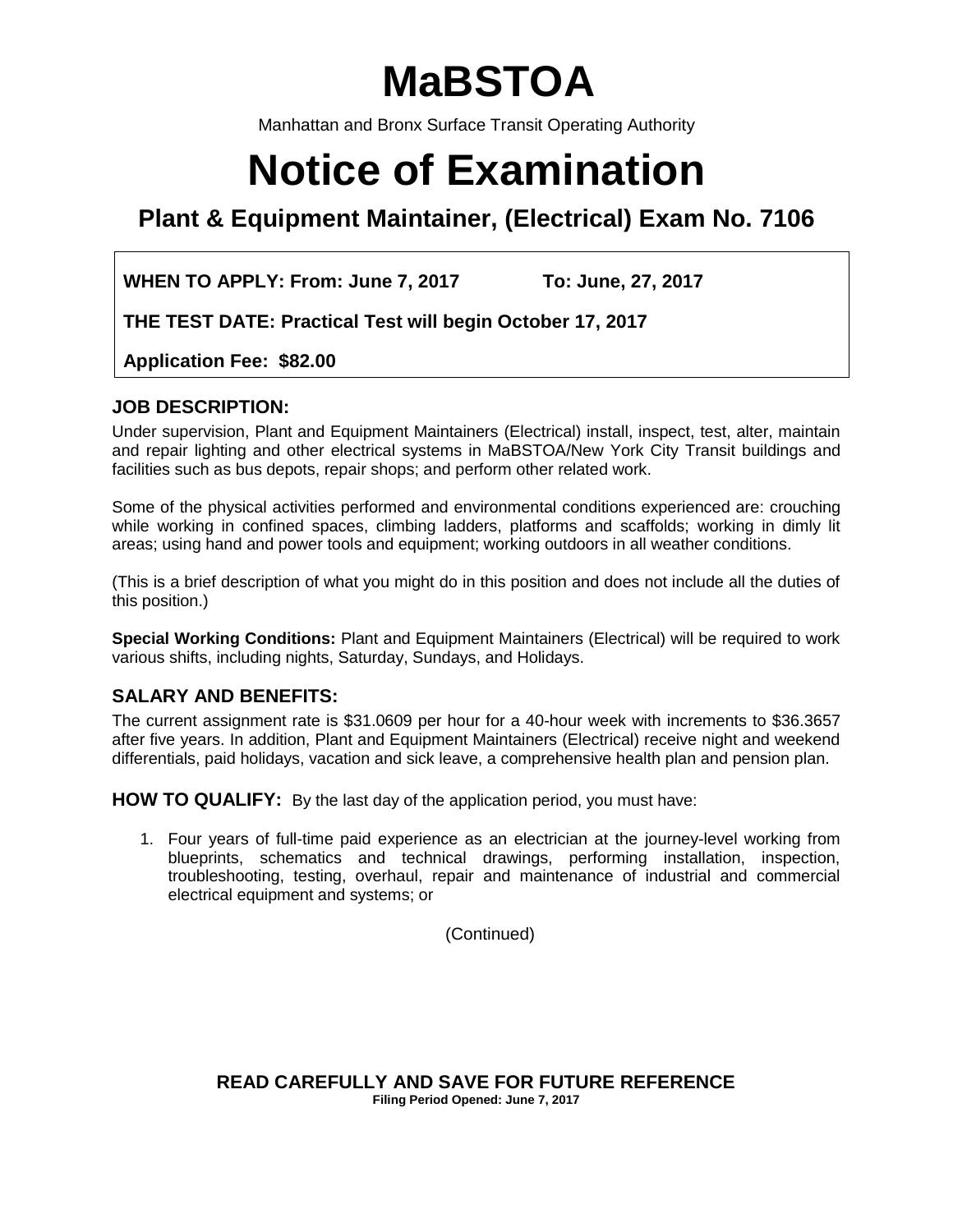# MaBSTOA

Manhattan and Bronx Surface Transit Operating Authority

# Notice of Examination

## Plant & Equipment Maintainer, (Electrical) Exam No. 7106

**WHEN TO APPLY: From: June 7, 2017 To: June, 27, 2017**

**THE TEST DATE: Practical Test will begin October 17, 2017**

**Application Fee: $82.00**

### JOB DESCRIPTION:

Under supervision, Plant and Equipment Maintainers (Electrical) install, inspect, test, alter, maintain and repair lighting and other electrical systems in MaBSTOA/New York City Transit buildings and facilities such as bus depots, repair shops; and perform other related work.

Some of the physical activities performed and environmental conditions experienced are: crouching while working in confined spaces, climbing ladders, platforms and scaffolds; working in dimly lit areas; using hand and power tools and equipment; working outdoors in all weather conditions.

(This is a brief description of what you might do in this position and does not include all the duties of this position.)

**Special Working Conditions:** Plant and Equipment Maintainers (Electrical) will be required to work various shifts, including nights, Saturday, Sundays, and Holidays.

### SALARY AND BENEFITS:

The current assignment rate is $31.0609 per hour for a 40-hour week with increments to $36.3657 after five years. In addition, Plant and Equipment Maintainers (Electrical) receive night and weekend differentials, paid holidays, vacation and sick leave, a comprehensive health plan and pension plan.

**HOW TO QUALIFY:** By the last day of the application period, you must have:

1. Four years of full-time paid experience as an electrician at the journey-level working from blueprints, schematics and technical drawings, performing installation, inspection, troubleshooting, testing, overhaul, repair and maintenance of industrial and commercial electrical equipment and systems; or

(Continued)

**READ CAREFULLY AND SAVE FOR FUTURE REFERENCE**
**Filing Period Opened: June 7, 2017**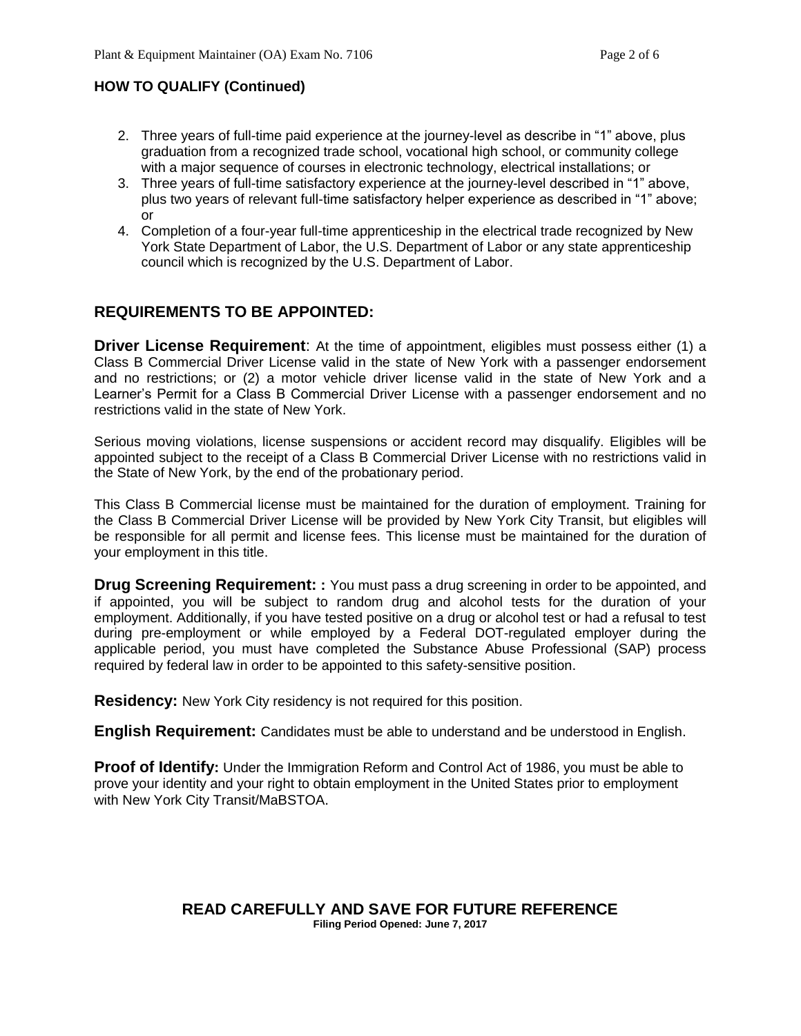### HOW TO QUALIFY (Continued)

2. Three years of full-time paid experience at the journey-level as describe in "1" above, plus graduation from a recognized trade school, vocational high school, or community college with a major sequence of courses in electronic technology, electrical installations; or
3. Three years of full-time satisfactory experience at the journey-level described in "1" above, plus two years of relevant full-time satisfactory helper experience as described in "1" above; or
4. Completion of a four-year full-time apprenticeship in the electrical trade recognized by New York State Department of Labor, the U.S. Department of Labor or any state apprenticeship council which is recognized by the U.S. Department of Labor.

## REQUIREMENTS TO BE APPOINTED:

**Driver License Requirement**: At the time of appointment, eligibles must possess either (1) a Class B Commercial Driver License valid in the state of New York with a passenger endorsement and no restrictions; or (2) a motor vehicle driver license valid in the state of New York and a Learner's Permit for a Class B Commercial Driver License with a passenger endorsement and no restrictions valid in the state of New York.

Serious moving violations, license suspensions or accident record may disqualify. Eligibles will be appointed subject to the receipt of a Class B Commercial Driver License with no restrictions valid in the State of New York, by the end of the probationary period.

This Class B Commercial license must be maintained for the duration of employment. Training for the Class B Commercial Driver License will be provided by New York City Transit, but eligibles will be responsible for all permit and license fees. This license must be maintained for the duration of your employment in this title.

**Drug Screening Requirement: :** You must pass a drug screening in order to be appointed, and if appointed, you will be subject to random drug and alcohol tests for the duration of your employment. Additionally, if you have tested positive on a drug or alcohol test or had a refusal to test during pre-employment or while employed by a Federal DOT-regulated employer during the applicable period, you must have completed the Substance Abuse Professional (SAP) process required by federal law in order to be appointed to this safety-sensitive position.

**Residency:** New York City residency is not required for this position.

**English Requirement:** Candidates must be able to understand and be understood in English.

**Proof of Identify:** Under the Immigration Reform and Control Act of 1986, you must be able to prove your identity and your right to obtain employment in the United States prior to employment with New York City Transit/MaBSTOA.

**READ CAREFULLY AND SAVE FOR FUTURE REFERENCE**

**Filing Period Opened: June 7, 2017**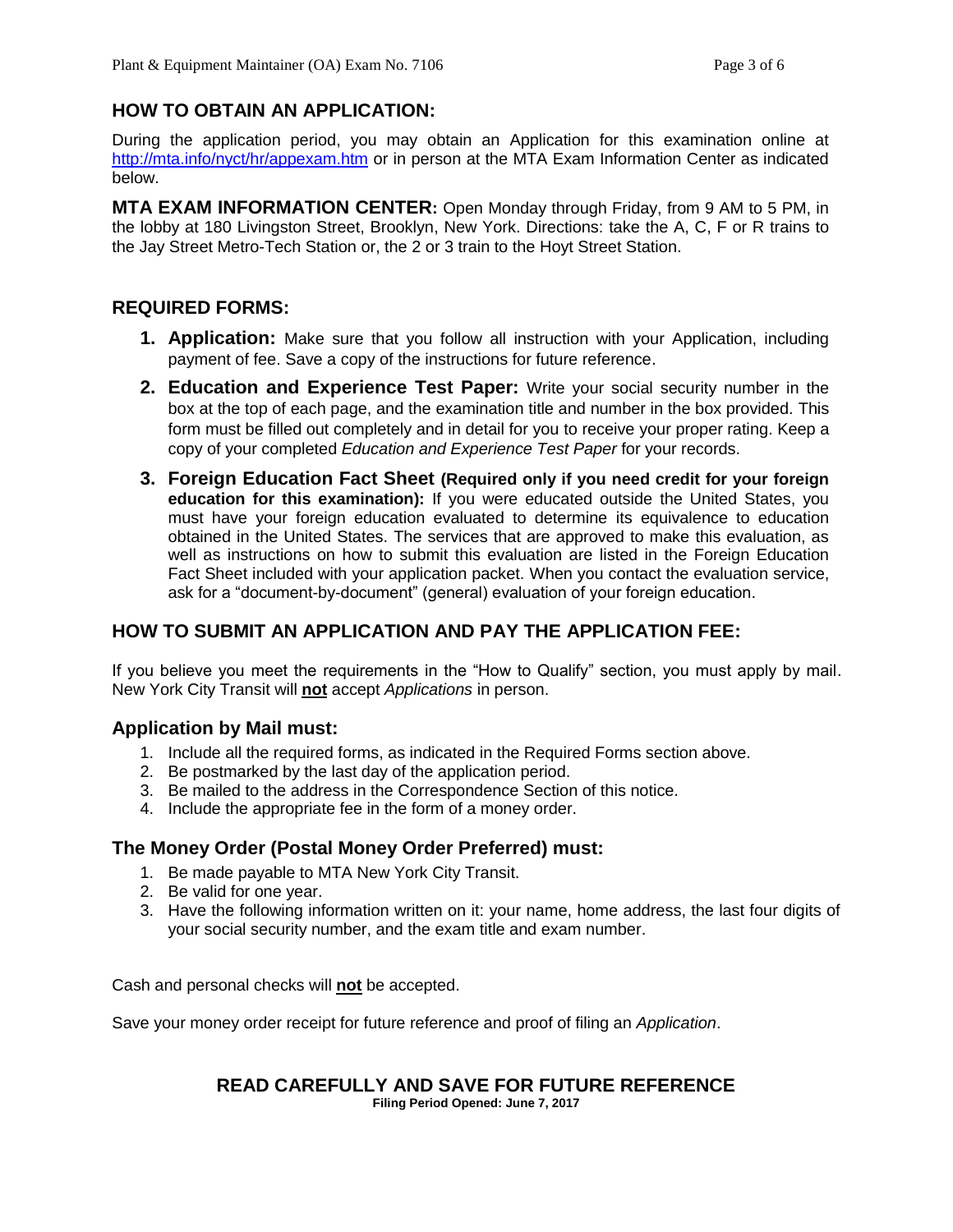## HOW TO OBTAIN AN APPLICATION:

During the application period, you may obtain an Application for this examination online at [http://mta.info/nyct/hr/appexam.htm](http://mta.info/nyct/hr/appexam.htm) or in person at the MTA Exam Information Center as indicated below.

**MTA EXAM INFORMATION CENTER:** Open Monday through Friday, from 9 AM to 5 PM, in the lobby at 180 Livingston Street, Brooklyn, New York. Directions: take the A, C, F or R trains to the Jay Street Metro-Tech Station or, the 2 or 3 train to the Hoyt Street Station.

## REQUIRED FORMS:

1. **Application:** Make sure that you follow all instruction with your Application, including payment of fee. Save a copy of the instructions for future reference.
2. **Education and Experience Test Paper:** Write your social security number in the box at the top of each page, and the examination title and number in the box provided. This form must be filled out completely and in detail for you to receive your proper rating. Keep a copy of your completed *Education and Experience Test Paper* for your records.
3. **Foreign Education Fact Sheet (Required only if you need credit for your foreign education for this examination):** If you were educated outside the United States, you must have your foreign education evaluated to determine its equivalence to education obtained in the United States. The services that are approved to make this evaluation, as well as instructions on how to submit this evaluation are listed in the Foreign Education Fact Sheet included with your application packet. When you contact the evaluation service, ask for a "document-by-document" (general) evaluation of your foreign education.

## HOW TO SUBMIT AN APPLICATION AND PAY THE APPLICATION FEE:

If you believe you meet the requirements in the "How to Qualify" section, you must apply by mail. New York City Transit will **not** accept *Applications* in person.

### Application by Mail must:

1. Include all the required forms, as indicated in the Required Forms section above.
2. Be postmarked by the last day of the application period.
3. Be mailed to the address in the Correspondence Section of this notice.
4. Include the appropriate fee in the form of a money order.

### The Money Order (Postal Money Order Preferred) must:

1. Be made payable to MTA New York City Transit.
2. Be valid for one year.
3. Have the following information written on it: your name, home address, the last four digits of your social security number, and the exam title and exam number.

Cash and personal checks will **not** be accepted.

Save your money order receipt for future reference and proof of filing an *Application*.

**READ CAREFULLY AND SAVE FOR FUTURE REFERENCE**

**Filing Period Opened: June 7, 2017**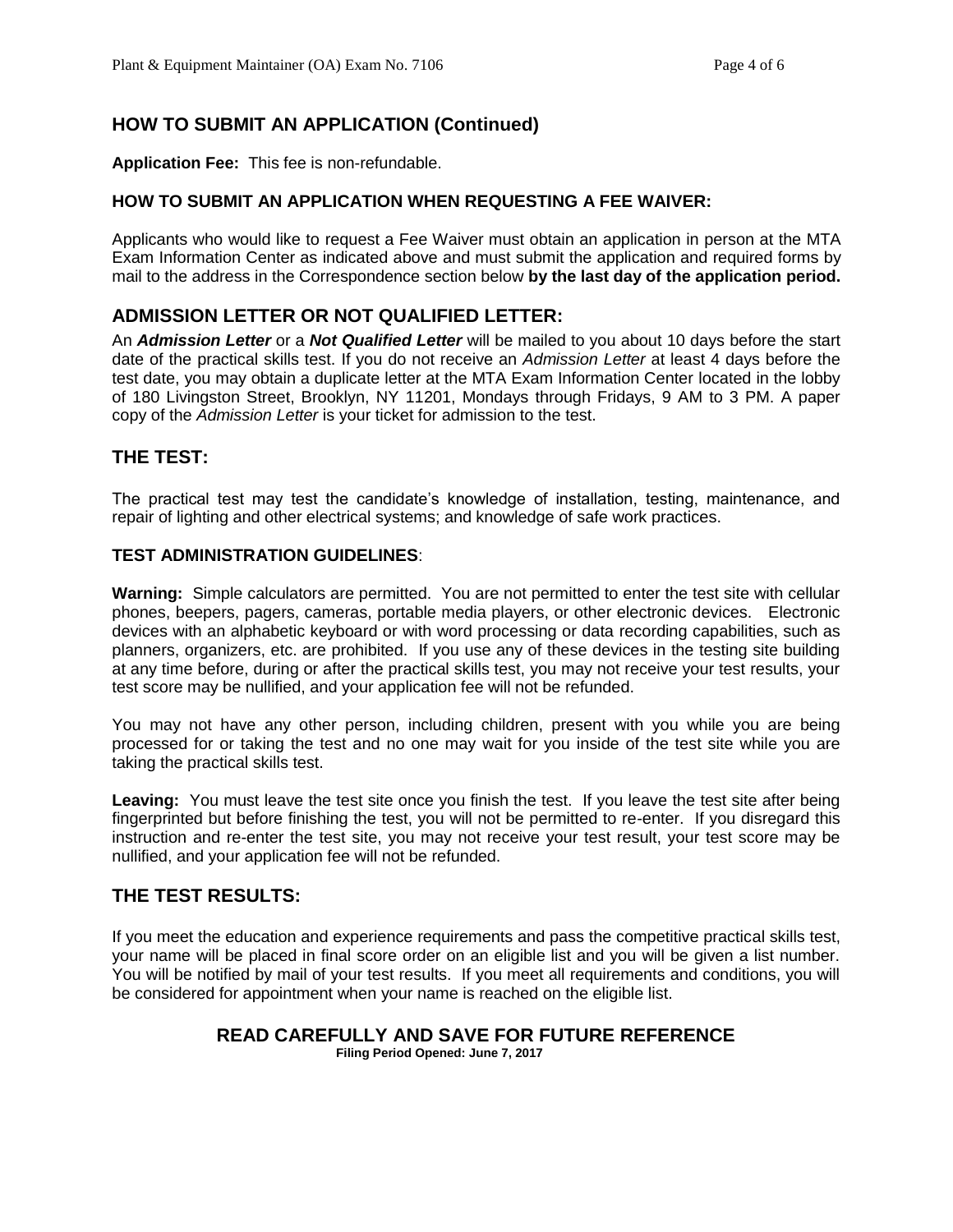## HOW TO SUBMIT AN APPLICATION (Continued)

**Application Fee:** This fee is non-refundable.

### HOW TO SUBMIT AN APPLICATION WHEN REQUESTING A FEE WAIVER:

Applicants who would like to request a Fee Waiver must obtain an application in person at the MTA Exam Information Center as indicated above and must submit the application and required forms by mail to the address in the Correspondence section below **by the last day of the application period.**

## ADMISSION LETTER OR NOT QUALIFIED LETTER:

An ***Admission Letter*** or a ***Not Qualified Letter*** will be mailed to you about 10 days before the start date of the practical skills test. If you do not receive an *Admission Letter* at least 4 days before the test date, you may obtain a duplicate letter at the MTA Exam Information Center located in the lobby of 180 Livingston Street, Brooklyn, NY 11201, Mondays through Fridays, 9 AM to 3 PM. A paper copy of the *Admission Letter* is your ticket for admission to the test.

## THE TEST:

The practical test may test the candidate's knowledge of installation, testing, maintenance, and repair of lighting and other electrical systems; and knowledge of safe work practices.

### TEST ADMINISTRATION GUIDELINES:

**Warning:** Simple calculators are permitted. You are not permitted to enter the test site with cellular phones, beepers, pagers, cameras, portable media players, or other electronic devices. Electronic devices with an alphabetic keyboard or with word processing or data recording capabilities, such as planners, organizers, etc. are prohibited. If you use any of these devices in the testing site building at any time before, during or after the practical skills test, you may not receive your test results, your test score may be nullified, and your application fee will not be refunded.

You may not have any other person, including children, present with you while you are being processed for or taking the test and no one may wait for you inside of the test site while you are taking the practical skills test.

**Leaving:** You must leave the test site once you finish the test. If you leave the test site after being fingerprinted but before finishing the test, you will not be permitted to re-enter. If you disregard this instruction and re-enter the test site, you may not receive your test result, your test score may be nullified, and your application fee will not be refunded.

## THE TEST RESULTS:

If you meet the education and experience requirements and pass the competitive practical skills test, your name will be placed in final score order on an eligible list and you will be given a list number. You will be notified by mail of your test results. If you meet all requirements and conditions, you will be considered for appointment when your name is reached on the eligible list.

**READ CAREFULLY AND SAVE FOR FUTURE REFERENCE**

**Filing Period Opened: June 7, 2017**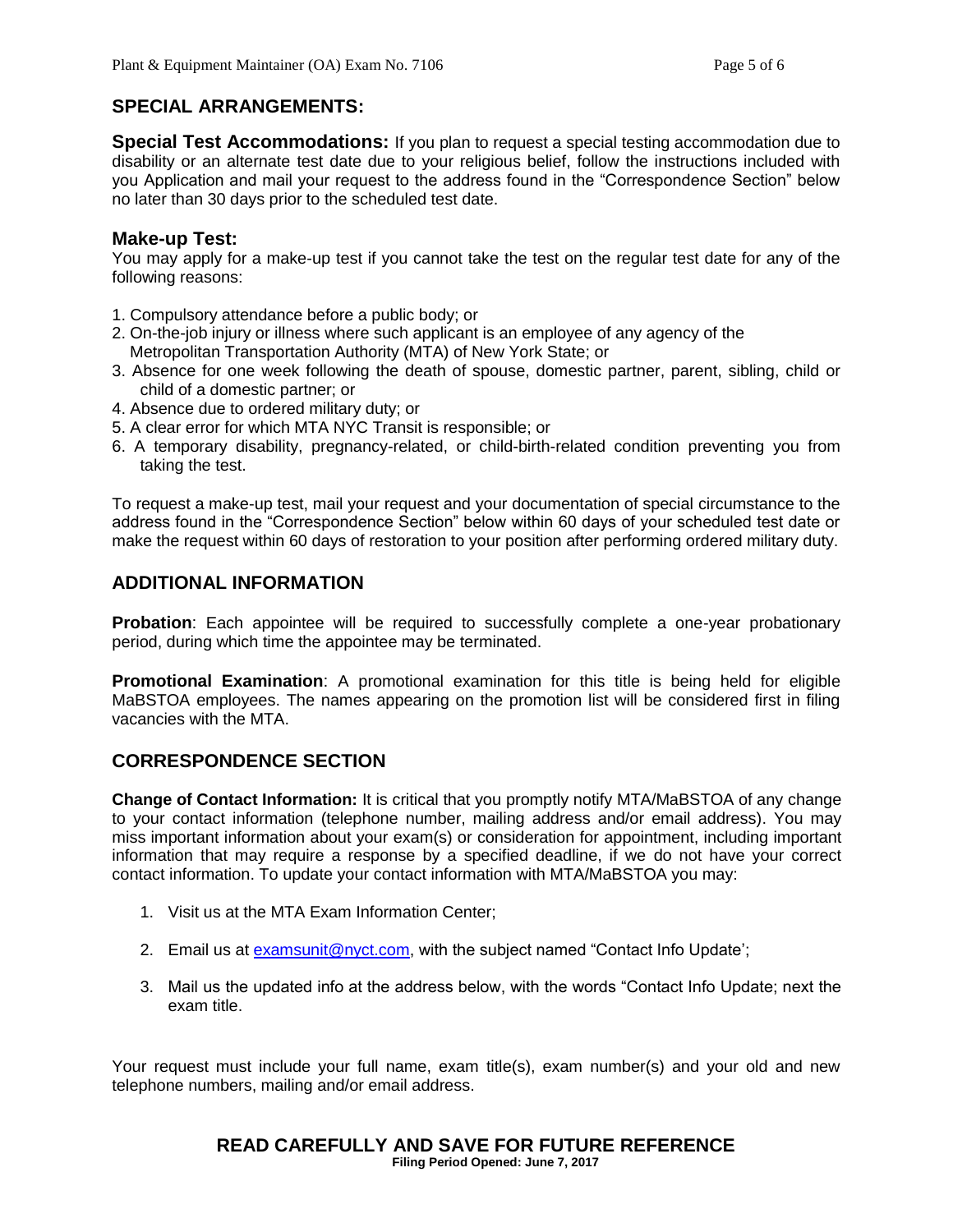## SPECIAL ARRANGEMENTS:

**Special Test Accommodations:** If you plan to request a special testing accommodation due to disability or an alternate test date due to your religious belief, follow the instructions included with you Application and mail your request to the address found in the "Correspondence Section" below no later than 30 days prior to the scheduled test date.

### Make-up Test:

You may apply for a make-up test if you cannot take the test on the regular test date for any of the following reasons:

1. Compulsory attendance before a public body; or
2. On-the-job injury or illness where such applicant is an employee of any agency of the Metropolitan Transportation Authority (MTA) of New York State; or
3. Absence for one week following the death of spouse, domestic partner, parent, sibling, child or child of a domestic partner; or
4. Absence due to ordered military duty; or
5. A clear error for which MTA NYC Transit is responsible; or
6. A temporary disability, pregnancy-related, or child-birth-related condition preventing you from taking the test.

To request a make-up test, mail your request and your documentation of special circumstance to the address found in the "Correspondence Section" below within 60 days of your scheduled test date or make the request within 60 days of restoration to your position after performing ordered military duty.

## ADDITIONAL INFORMATION

**Probation**: Each appointee will be required to successfully complete a one-year probationary period, during which time the appointee may be terminated.

**Promotional Examination**: A promotional examination for this title is being held for eligible MaBSTOA employees. The names appearing on the promotion list will be considered first in filing vacancies with the MTA.

## CORRESPONDENCE SECTION

**Change of Contact Information:** It is critical that you promptly notify MTA/MaBSTOA of any change to your contact information (telephone number, mailing address and/or email address). You may miss important information about your exam(s) or consideration for appointment, including important information that may require a response by a specified deadline, if we do not have your correct contact information. To update your contact information with MTA/MaBSTOA you may:

1. Visit us at the MTA Exam Information Center;
2. Email us at examsunit@nyct.com, with the subject named "Contact Info Update';
3. Mail us the updated info at the address below, with the words "Contact Info Update; next the exam title.

Your request must include your full name, exam title(s), exam number(s) and your old and new telephone numbers, mailing and/or email address.

**READ CAREFULLY AND SAVE FOR FUTURE REFERENCE**

**Filing Period Opened: June 7, 2017**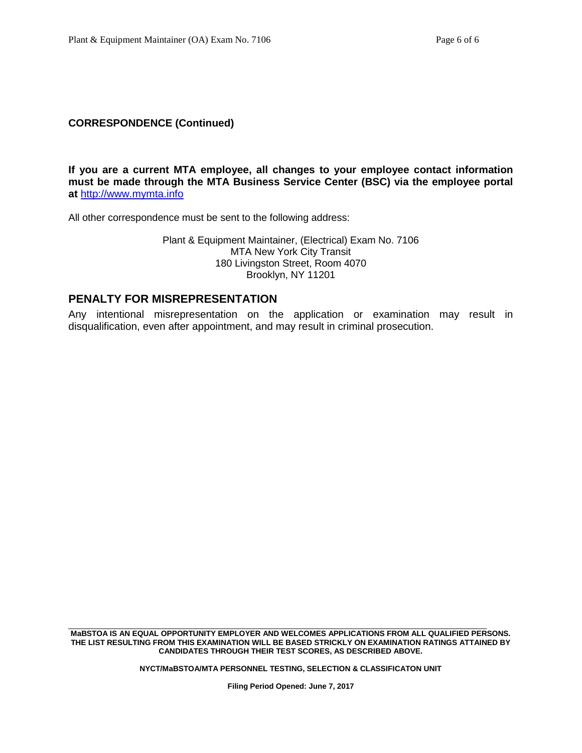**CORRESPONDENCE (Continued)**

**If you are a current MTA employee, all changes to your employee contact information must be made through the MTA Business Service Center (BSC) via the employee portal at** http://www.mymta.info

All other correspondence must be sent to the following address:

Plant & Equipment Maintainer, (Electrical) Exam No. 7106
MTA New York City Transit
180 Livingston Street, Room 4070
Brooklyn, NY 11201

## PENALTY FOR MISREPRESENTATION

Any intentional misrepresentation on the application or examination may result in disqualification, even after appointment, and may result in criminal prosecution.

---

**MaBSTOA IS AN EQUAL OPPORTUNITY EMPLOYER AND WELCOMES APPLICATIONS FROM ALL QUALIFIED PERSONS. THE LIST RESULTING FROM THIS EXAMINATION WILL BE BASED STRICKLY ON EXAMINATION RATINGS ATTAINED BY CANDIDATES THROUGH THEIR TEST SCORES, AS DESCRIBED ABOVE.**

**NYCT/MaBSTOA/MTA PERSONNEL TESTING, SELECTION & CLASSIFICATON UNIT**

**Filing Period Opened: June 7, 2017**